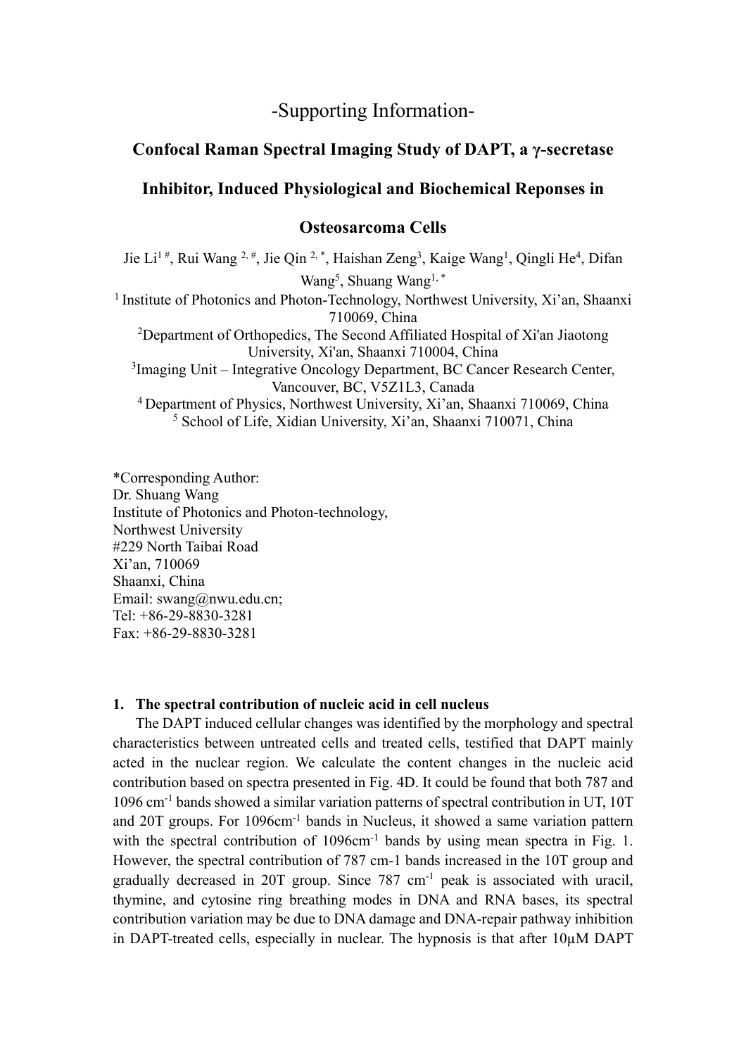# -Supporting Information-

## Confocal Raman Spectral Imaging Study of DAPT, a γ-secretase Inhibitor, Induced Physiological and Biochemical Reponses in Osteosarcoma Cells

Jie Li[1 #], Rui Wang [2, #], Jie Qin [2, *], Haishan Zeng[3], Kaige Wang[1], Qingli He[4], Difan Wang[5], Shuang Wang[1, *]

[1] Institute of Photonics and Photon-Technology, Northwest University, Xi'an, Shaanxi 710069, China

[2]Department of Orthopedics, The Second Affiliated Hospital of Xi'an Jiaotong University, Xi'an, Shaanxi 710004, China

[3]Imaging Unit – Integrative Oncology Department, BC Cancer Research Center, Vancouver, BC, V5Z1L3, Canada

[4] Department of Physics, Northwest University, Xi'an, Shaanxi 710069, China

[5] School of Life, Xidian University, Xi'an, Shaanxi 710071, China

*Corresponding Author:
Dr. Shuang Wang
Institute of Photonics and Photon-technology,
Northwest University
#229 North Taibai Road
Xi'an, 710069
Shaanxi, China
Email: swang@nwu.edu.cn;
Tel: +86-29-8830-3281
Fax: +86-29-8830-3281

### 1. The spectral contribution of nucleic acid in cell nucleus

The DAPT induced cellular changes was identified by the morphology and spectral characteristics between untreated cells and treated cells, testified that DAPT mainly acted in the nuclear region. We calculate the content changes in the nucleic acid contribution based on spectra presented in Fig. 4D. It could be found that both 787 and 1096 $cm^{-1}$ bands showed a similar variation patterns of spectral contribution in UT, 10T and 20T groups. For 1096$cm^{-1}$ bands in Nucleus, it showed a same variation pattern with the spectral contribution of 1096$cm^{-1}$ bands by using mean spectra in Fig. 1. However, the spectral contribution of 787 cm-1 bands increased in the 10T group and gradually decreased in 20T group. Since 787 $cm^{-1}$ peak is associated with uracil, thymine, and cytosine ring breathing modes in DNA and RNA bases, its spectral contribution variation may be due to DNA damage and DNA-repair pathway inhibition in DAPT-treated cells, especially in nuclear. The hypnosis is that after 10μM DAPT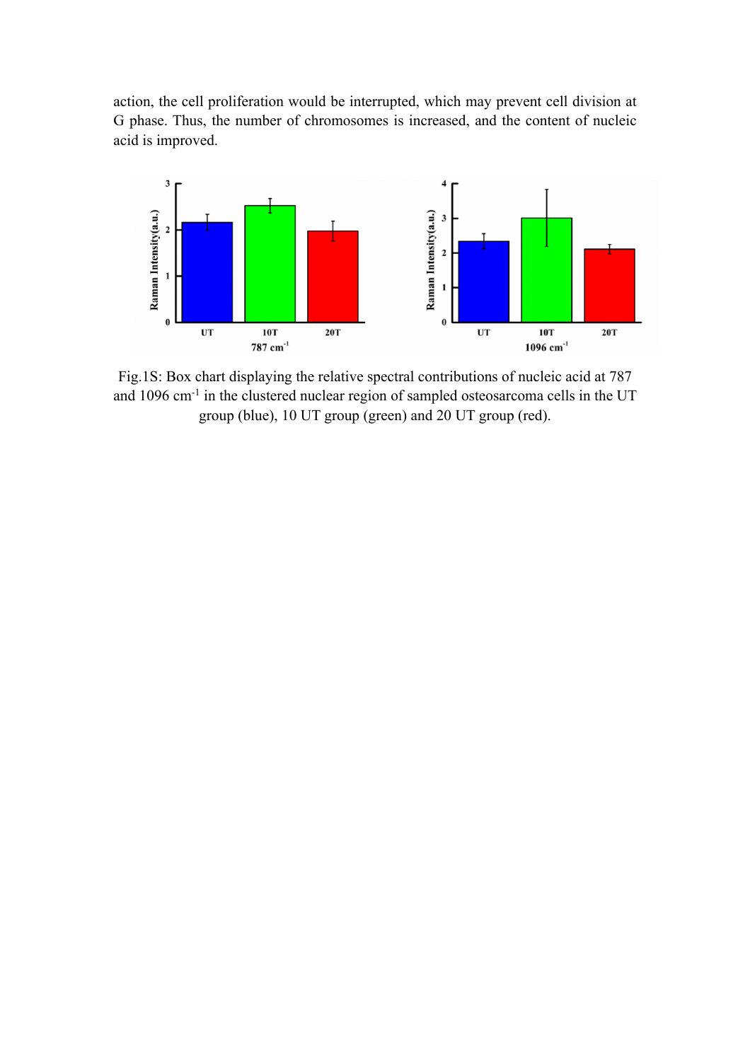action, the cell proliferation would be interrupted, which may prevent cell division at G phase. Thus, the number of chromosomes is increased, and the content of nucleic acid is improved.

Raman Intensity(a.u.)
3
2
1
0
UT
10T
20T
787 cm$^{-1}$

Raman Intensity(a.u.)
4
3
2
1
0
UT
10T
20T
1096 cm$^{-1}$

Fig.1S: Box chart displaying the relative spectral contributions of nucleic acid at 787 and 1096 cm$^{-1}$ in the clustered nuclear region of sampled osteosarcoma cells in the UT group (blue), 10 UT group (green) and 20 UT group (red).